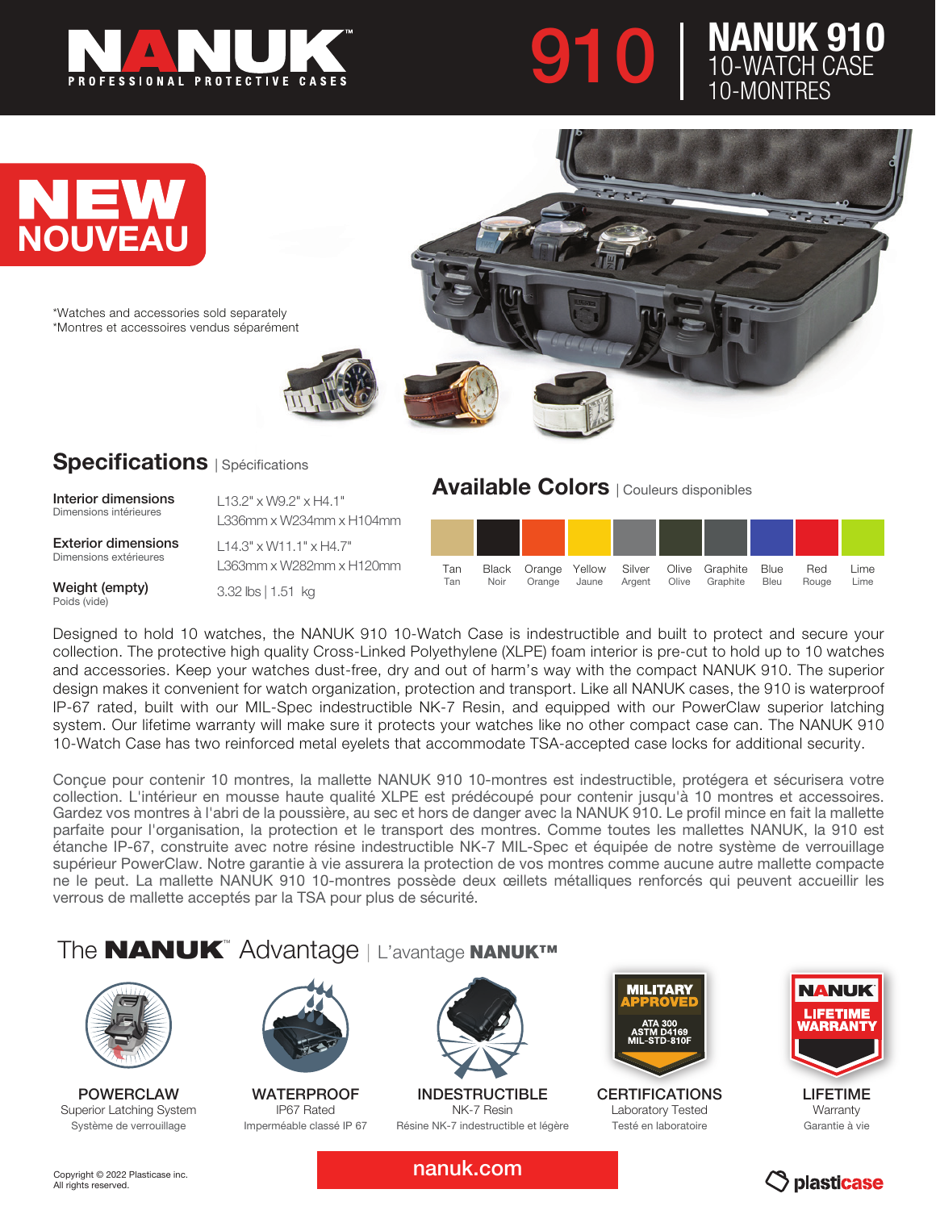# NANUK

PROFESSIONAL PROTECTIVE CASES

# 910 | NANUK 910

10-WATCH CASE
10-MONTRES

**NEW**
**NOUVEAU**

*Watches and accessories sold separately
*Montres et accessoires vendus séparément

## Specifications | Spécifications

| | |
|---|---|
| **Interior dimensions** Dimensions intérieures | L13.2" x W9.2" x H4.1" L336mm x W234mm x H104mm |
| **Exterior dimensions** Dimensions extérieures | L14.3" x W11.1" x H4.7" L363mm x W282mm x H120mm |
| **Weight (empty)** Poids (vide) | 3.32 lbs \| 1.51 kg |

## Available Colors | Couleurs disponibles

| Tan | Black | Orange | Yellow | Silver | Olive | Graphite | Blue | Red | Lime |
|---|---|---|---|---|---|---|---|---|---|
| Tan | Noir | Orange | Jaune | Argent | Olive | Graphite | Bleu | Rouge | Lime |

Designed to hold 10 watches, the NANUK 910 10-Watch Case is indestructible and built to protect and secure your collection. The protective high quality Cross-Linked Polyethylene (XLPE) foam interior is pre-cut to hold up to 10 watches and accessories. Keep your watches dust-free, dry and out of harm's way with the compact NANUK 910. The superior design makes it convenient for watch organization, protection and transport. Like all NANUK cases, the 910 is waterproof IP-67 rated, built with our MIL-Spec indestructible NK-7 Resin, and equipped with our PowerClaw superior latching system. Our lifetime warranty will make sure it protects your watches like no other compact case can. The NANUK 910 10-Watch Case has two reinforced metal eyelets that accommodate TSA-accepted case locks for additional security.

Conçue pour contenir 10 montres, la mallette NANUK 910 10-montres est indestructible, protégera et sécurisera votre collection. L'intérieur en mousse haute qualité XLPE est prédécoupé pour contenir jusqu'à 10 montres et accessoires. Gardez vos montres à l'abri de la poussière, au sec et hors de danger avec la NANUK 910. Le profil mince en fait la mallette parfaite pour l'organisation, la protection et le transport des montres. Comme toutes les mallettes NANUK, la 910 est étanche IP-67, construite avec notre résine indestructible NK-7 MIL-Spec et équipée de notre système de verrouillage supérieur PowerClaw. Notre garantie à vie assurera la protection de vos montres comme aucune autre mallette compacte ne le peut. La mallette NANUK 910 10-montres possède deux œillets métalliques renforcés qui peuvent accueillir les verrous de mallette acceptés par la TSA pour plus de sécurité.

## The NANUK™ Advantage | L'avantage NANUK™

**POWERCLAW**
Superior Latching System
Système de verrouillage

**WATERPROOF**
IP67 Rated
Imperméable classé IP 67

**INDESTRUCTIBLE**
NK-7 Resin
Résine NK-7 indestructible et légère

MILITARY APPROVED
ATA 300
ASTM D4169
MIL-STD-810F

**CERTIFICATIONS**
Laboratory Tested
Testé en laboratoire

NANUK LIFETIME WARRANTY

**LIFETIME**
Warranty
Garantie à vie

Copyright © 2022 Plasticase inc.
All rights reserved.

nanuk.com

plasticase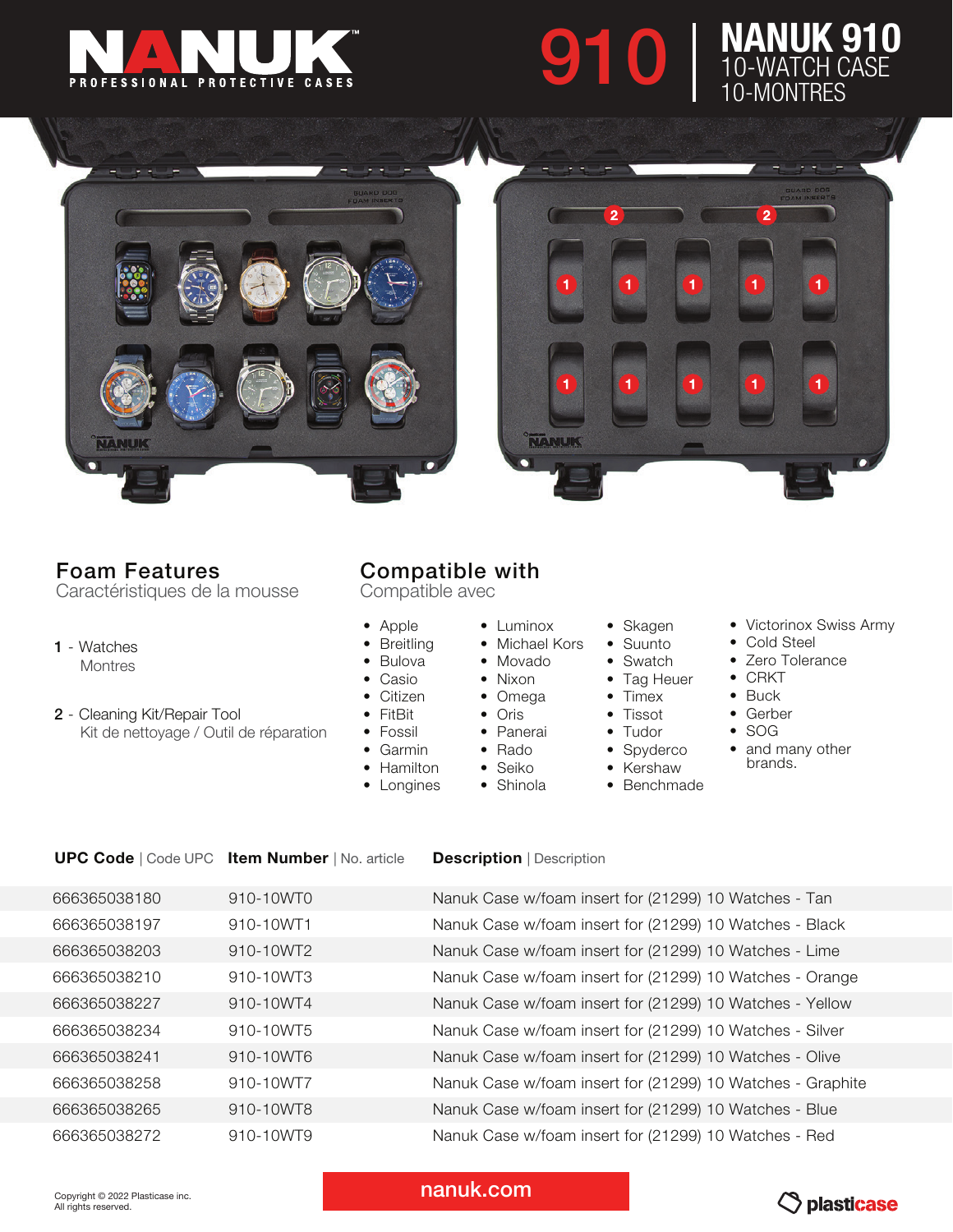# NANUK PROFESSIONAL PROTECTIVE CASES

# 910 | NANUK 910
10-WATCH CASE
10-MONTRES

## Foam Features
Caractéristiques de la mousse

1 - Watches
Montres

2 - Cleaning Kit/Repair Tool
Kit de nettoyage / Outil de réparation

## Compatible with
Compatible avec

- Apple
- Breitling
- Bulova
- Casio
- Citizen
- FitBit
- Fossil
- Garmin
- Hamilton
- Longines
- Luminox
- Michael Kors
- Movado
- Nixon
- Omega
- Oris
- Panerai
- Rado
- Seiko
- Shinola
- Skagen
- Suunto
- Swatch
- Tag Heuer
- Timex
- Tissot
- Tudor
- Spyderco
- Kershaw
- Benchmade
- Victorinox Swiss Army
- Cold Steel
- Zero Tolerance
- CRKT
- Buck
- Gerber
- SOG
- and many other brands.

| **UPC Code** \| Code UPC | **Item Number** \| No. article | **Description** \| Description |
|---|---|---|
| 666365038180 | 910-10WT0 | Nanuk Case w/foam insert for (21299) 10 Watches - Tan |
| 666365038197 | 910-10WT1 | Nanuk Case w/foam insert for (21299) 10 Watches - Black |
| 666365038203 | 910-10WT2 | Nanuk Case w/foam insert for (21299) 10 Watches - Lime |
| 666365038210 | 910-10WT3 | Nanuk Case w/foam insert for (21299) 10 Watches - Orange |
| 666365038227 | 910-10WT4 | Nanuk Case w/foam insert for (21299) 10 Watches - Yellow |
| 666365038234 | 910-10WT5 | Nanuk Case w/foam insert for (21299) 10 Watches - Silver |
| 666365038241 | 910-10WT6 | Nanuk Case w/foam insert for (21299) 10 Watches - Olive |
| 666365038258 | 910-10WT7 | Nanuk Case w/foam insert for (21299) 10 Watches - Graphite |
| 666365038265 | 910-10WT8 | Nanuk Case w/foam insert for (21299) 10 Watches - Blue |
| 666365038272 | 910-10WT9 | Nanuk Case w/foam insert for (21299) 10 Watches - Red |

Copyright © 2022 Plasticase inc.
All rights reserved.

nanuk.com

plasticase